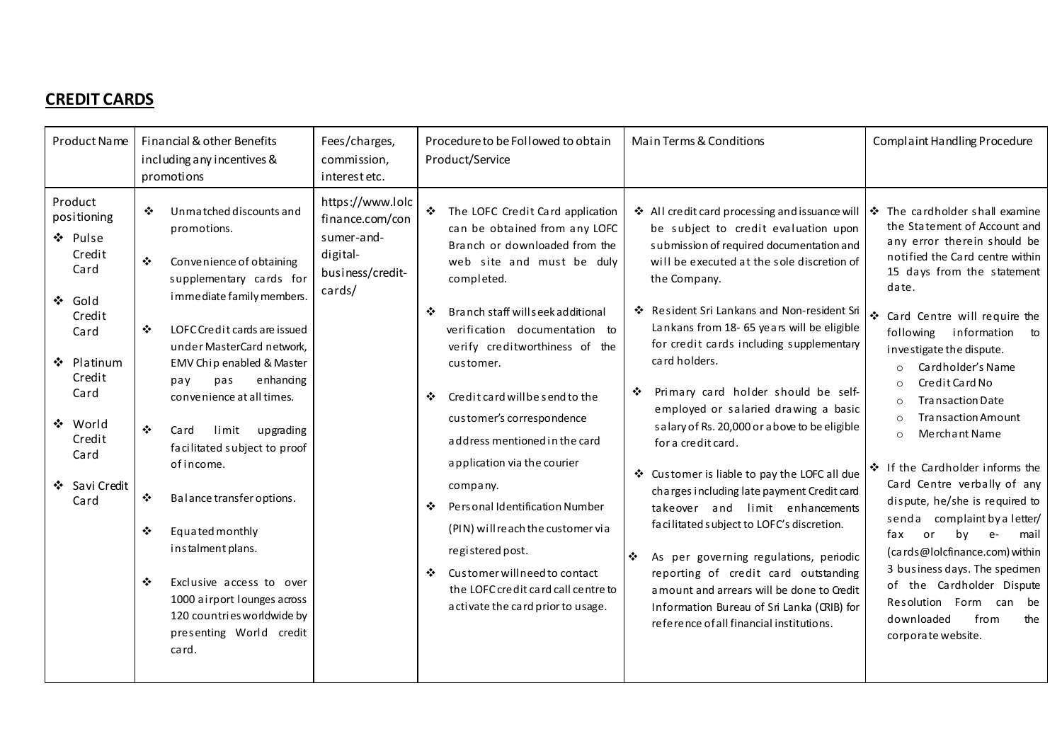## CREDIT CARDS

| Product Name | Financial & other Benefits including any incentives & promotions | Fees/charges, commission, interest etc. | Procedure to be Followed to obtain Product/Service | Main Terms & Conditions | Complaint Handling Procedure |
|---|---|---|---|---|---|
| Product positioning<br>❖ Pulse Credit Card<br>❖ Gold Credit Card<br>❖ Platinum Credit Card<br>❖ World Credit Card<br>❖ Savi Credit Card | ❖ Unmatched discounts and promotions.<br>❖ Convenience of obtaining supplementary cards for immediate family members.<br>❖ LOFC Credit cards are issued under MasterCard network, EMV Chip enabled & Master pay pas enhancing convenience at all times.<br>❖ Card limit upgrading facilitated subject to proof of income.<br>❖ Balance transfer options.<br>❖ Equated monthly instalment plans.<br>❖ Exclusive access to over 1000 airport lounges across 120 countries worldwide by presenting World credit card. | https://www.lolcfinance.com/consumer-and-digital-business/credit-cards/ | ❖ The LOFC Credit Card application can be obtained from any LOFC Branch or downloaded from the web site and must be duly completed.<br>❖ Branch staff will seek additional verification documentation to verify creditworthiness of the customer.<br>❖ Credit card will be send to the customer's correspondence address mentioned in the card application via the courier company.<br>❖ Personal Identification Number (PIN) will reach the customer via registered post.<br>❖ Customer will need to contact the LOFC credit card call centre to activate the card prior to usage. | ❖ All credit card processing and issuance will be subject to credit evaluation upon submission of required documentation and will be executed at the sole discretion of the Company.<br>❖ Resident Sri Lankans and Non-resident Sri Lankans from 18- 65 years will be eligible for credit cards including supplementary card holders.<br>❖ Primary card holder should be self-employed or salaried drawing a basic salary of Rs. 20,000 or above to be eligible for a credit card.<br>❖ Customer is liable to pay the LOFC all due charges including late payment Credit card takeover and limit enhancements facilitated subject to LOFC's discretion.<br>❖ As per governing regulations, periodic reporting of credit card outstanding amount and arrears will be done to Credit Information Bureau of Sri Lanka (CRIB) for reference of all financial institutions. | ❖ The cardholder shall examine the Statement of Account and any error therein should be notified the Card centre within 15 days from the statement date.<br>❖ Card Centre will require the following information to investigate the dispute.<br>○ Cardholder's Name<br>○ Credit Card No<br>○ Transaction Date<br>○ Transaction Amount<br>○ Merchant Name<br>❖ If the Cardholder informs the Card Centre verbally of any dispute, he/she is required to send a complaint by a letter/ fax or by e- mail (cards@lolcfinance.com) within 3 business days. The specimen of the Cardholder Dispute Resolution Form can be downloaded from the corporate website. |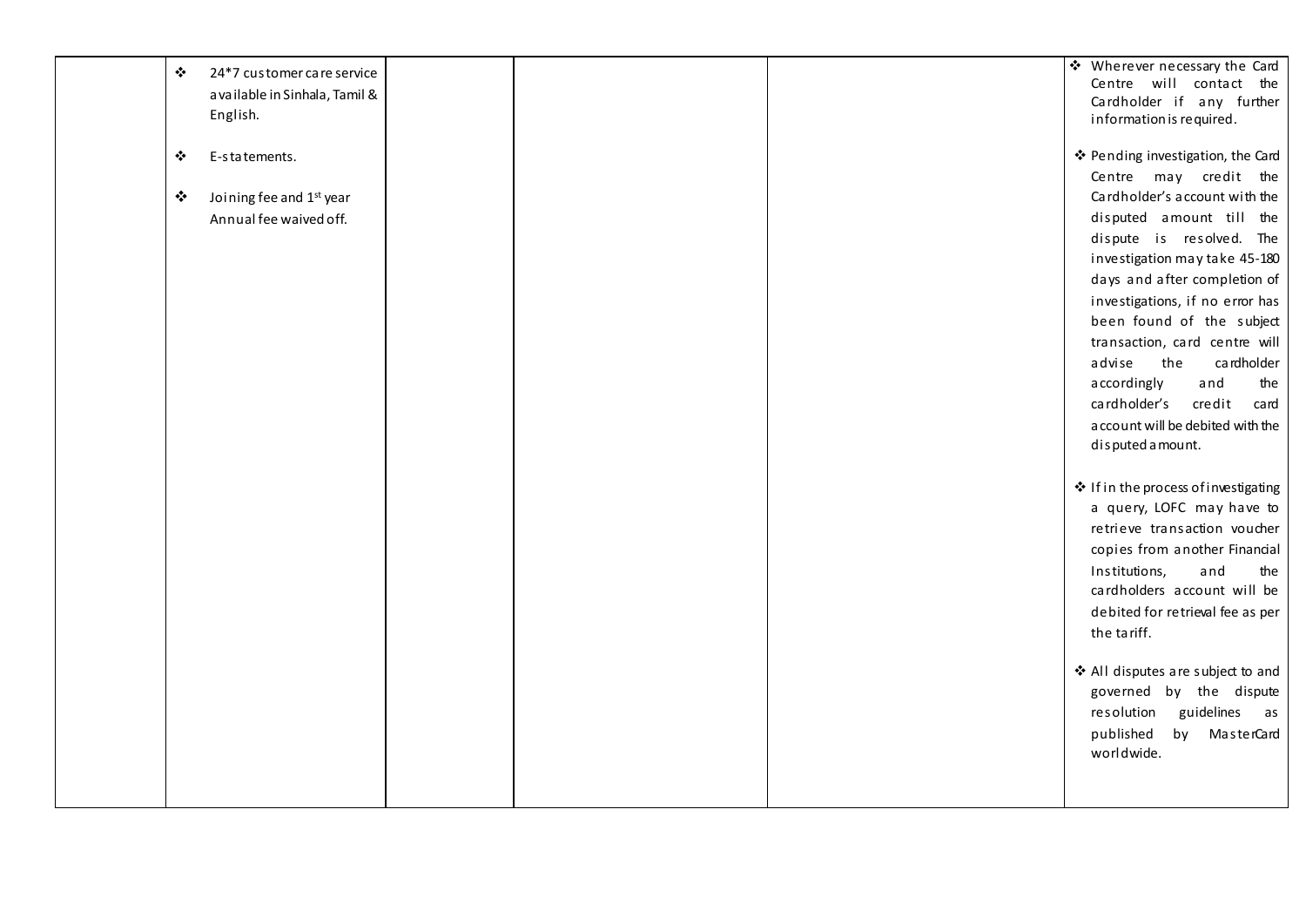| | | | | | |
|---|---|---|---|---|---|
| | ❖ 24*7 customer care service available in Sinhala, Tamil & English.<br><br>❖ E-statements.<br><br>❖ Joining fee and 1st year Annual fee waived off. | | | | ❖ Wherever necessary the Card Centre will contact the Cardholder if any further information is required.<br><br>❖ Pending investigation, the Card Centre may credit the Cardholder's account with the disputed amount till the dispute is resolved. The investigation may take 45-180 days and after completion of investigations, if no error has been found of the subject transaction, card centre will advise the cardholder accordingly and the cardholder's credit card account will be debited with the disputed amount.<br><br>❖ If in the process of investigating a query, LOFC may have to retrieve transaction voucher copies from another Financial Institutions, and the cardholders account will be debited for retrieval fee as per the tariff.<br><br>❖ All disputes are subject to and governed by the dispute resolution guidelines as published by MasterCard worldwide. |